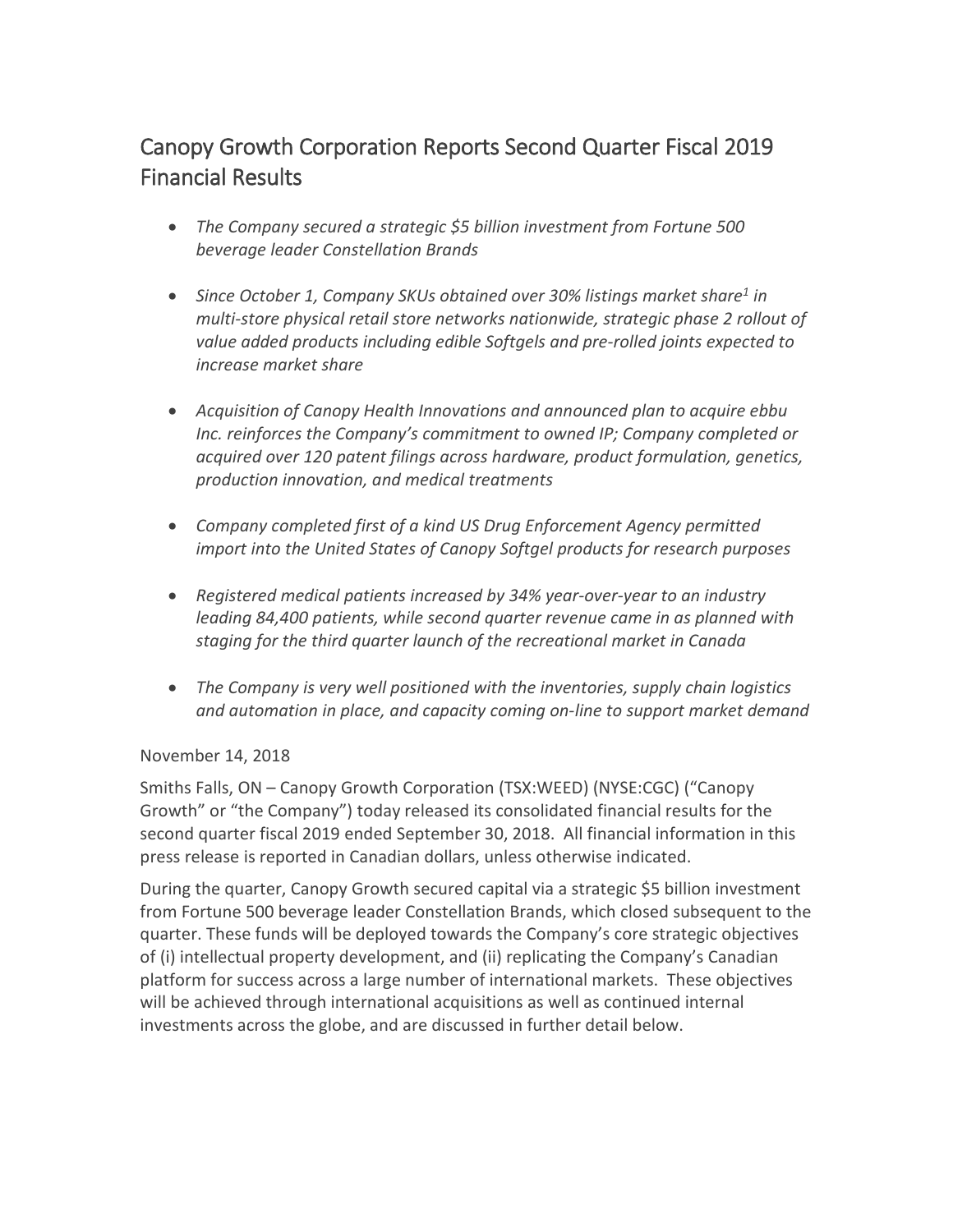# Canopy Growth Corporation Reports Second Quarter Fiscal 2019 Financial Results

- *The Company secured a strategic $5 billion investment from Fortune 500 beverage leader Constellation Brands*
- *Since October 1, Company SKUs obtained over 30% listings market share[1] in multi-store physical retail store networks nationwide, strategic phase 2 rollout of value added products including edible Softgels and pre-rolled joints expected to increase market share*
- *Acquisition of Canopy Health Innovations and announced plan to acquire ebbu Inc. reinforces the Company's commitment to owned IP; Company completed or acquired over 120 patent filings across hardware, product formulation, genetics, production innovation, and medical treatments*
- *Company completed first of a kind US Drug Enforcement Agency permitted import into the United States of Canopy Softgel products for research purposes*
- *Registered medical patients increased by 34% year-over-year to an industry leading 84,400 patients, while second quarter revenue came in as planned with staging for the third quarter launch of the recreational market in Canada*
- *The Company is very well positioned with the inventories, supply chain logistics and automation in place, and capacity coming on-line to support market demand*

November 14, 2018

Smiths Falls, ON – Canopy Growth Corporation (TSX:WEED) (NYSE:CGC) ("Canopy Growth" or "the Company") today released its consolidated financial results for the second quarter fiscal 2019 ended September 30, 2018. All financial information in this press release is reported in Canadian dollars, unless otherwise indicated.

During the quarter, Canopy Growth secured capital via a strategic $5 billion investment from Fortune 500 beverage leader Constellation Brands, which closed subsequent to the quarter. These funds will be deployed towards the Company's core strategic objectives of (i) intellectual property development, and (ii) replicating the Company's Canadian platform for success across a large number of international markets. These objectives will be achieved through international acquisitions as well as continued internal investments across the globe, and are discussed in further detail below.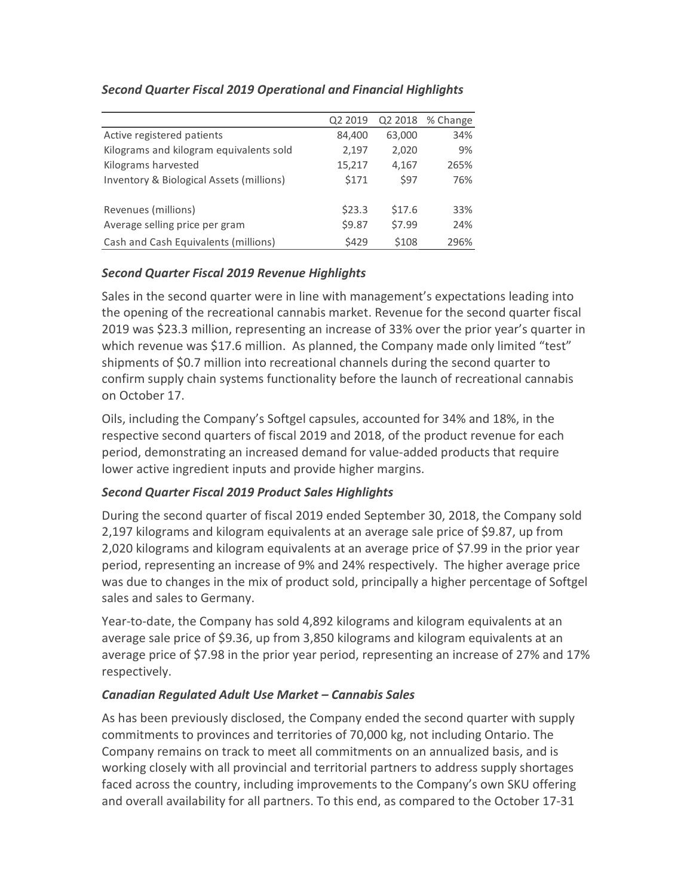### *Second Quarter Fiscal 2019 Operational and Financial Highlights*

| | Q2 2019 | Q2 2018 | % Change |
|---|---|---|---|
| Active registered patients | 84,400 | 63,000 | 34% |
| Kilograms and kilogram equivalents sold | 2,197 | 2,020 | 9% |
| Kilograms harvested | 15,217 | 4,167 | 265% |
| Inventory & Biological Assets (millions) | $171 | $97 | 76% |
| Revenues (millions) | $23.3 | $17.6 | 33% |
| Average selling price per gram | $9.87 | $7.99 | 24% |
| Cash and Cash Equivalents (millions) | $429 | $108 | 296% |

### *Second Quarter Fiscal 2019 Revenue Highlights*

Sales in the second quarter were in line with management's expectations leading into the opening of the recreational cannabis market. Revenue for the second quarter fiscal 2019 was $23.3 million, representing an increase of 33% over the prior year's quarter in which revenue was $17.6 million. As planned, the Company made only limited "test" shipments of $0.7 million into recreational channels during the second quarter to confirm supply chain systems functionality before the launch of recreational cannabis on October 17.

Oils, including the Company's Softgel capsules, accounted for 34% and 18%, in the respective second quarters of fiscal 2019 and 2018, of the product revenue for each period, demonstrating an increased demand for value-added products that require lower active ingredient inputs and provide higher margins.

### *Second Quarter Fiscal 2019 Product Sales Highlights*

During the second quarter of fiscal 2019 ended September 30, 2018, the Company sold 2,197 kilograms and kilogram equivalents at an average sale price of $9.87, up from 2,020 kilograms and kilogram equivalents at an average price of $7.99 in the prior year period, representing an increase of 9% and 24% respectively. The higher average price was due to changes in the mix of product sold, principally a higher percentage of Softgel sales and sales to Germany.

Year-to-date, the Company has sold 4,892 kilograms and kilogram equivalents at an average sale price of $9.36, up from 3,850 kilograms and kilogram equivalents at an average price of $7.98 in the prior year period, representing an increase of 27% and 17% respectively.

### *Canadian Regulated Adult Use Market – Cannabis Sales*

As has been previously disclosed, the Company ended the second quarter with supply commitments to provinces and territories of 70,000 kg, not including Ontario. The Company remains on track to meet all commitments on an annualized basis, and is working closely with all provincial and territorial partners to address supply shortages faced across the country, including improvements to the Company's own SKU offering and overall availability for all partners. To this end, as compared to the October 17-31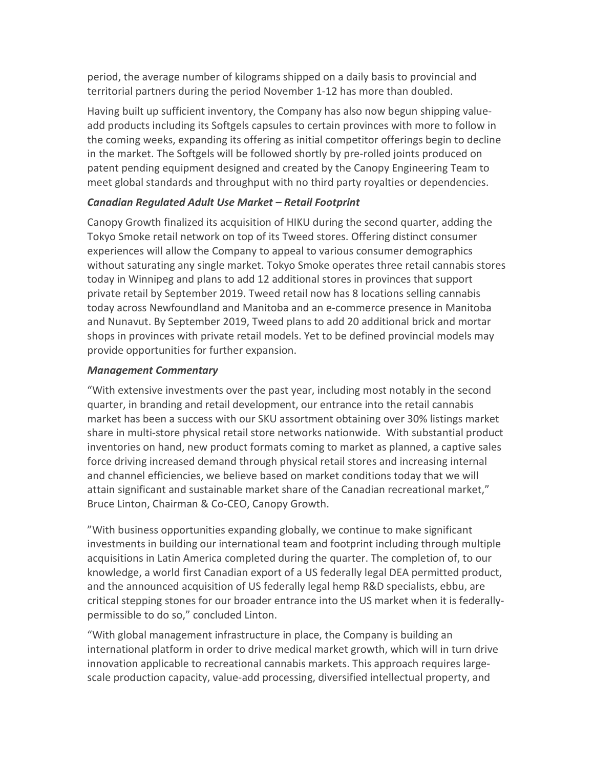period, the average number of kilograms shipped on a daily basis to provincial and territorial partners during the period November 1-12 has more than doubled.

Having built up sufficient inventory, the Company has also now begun shipping value-add products including its Softgels capsules to certain provinces with more to follow in the coming weeks, expanding its offering as initial competitor offerings begin to decline in the market. The Softgels will be followed shortly by pre-rolled joints produced on patent pending equipment designed and created by the Canopy Engineering Team to meet global standards and throughput with no third party royalties or dependencies.

***Canadian Regulated Adult Use Market – Retail Footprint***

Canopy Growth finalized its acquisition of HIKU during the second quarter, adding the Tokyo Smoke retail network on top of its Tweed stores. Offering distinct consumer experiences will allow the Company to appeal to various consumer demographics without saturating any single market. Tokyo Smoke operates three retail cannabis stores today in Winnipeg and plans to add 12 additional stores in provinces that support private retail by September 2019. Tweed retail now has 8 locations selling cannabis today across Newfoundland and Manitoba and an e-commerce presence in Manitoba and Nunavut. By September 2019, Tweed plans to add 20 additional brick and mortar shops in provinces with private retail models. Yet to be defined provincial models may provide opportunities for further expansion.

***Management Commentary***

"With extensive investments over the past year, including most notably in the second quarter, in branding and retail development, our entrance into the retail cannabis market has been a success with our SKU assortment obtaining over 30% listings market share in multi-store physical retail store networks nationwide. With substantial product inventories on hand, new product formats coming to market as planned, a captive sales force driving increased demand through physical retail stores and increasing internal and channel efficiencies, we believe based on market conditions today that we will attain significant and sustainable market share of the Canadian recreational market," Bruce Linton, Chairman & Co-CEO, Canopy Growth.

"With business opportunities expanding globally, we continue to make significant investments in building our international team and footprint including through multiple acquisitions in Latin America completed during the quarter. The completion of, to our knowledge, a world first Canadian export of a US federally legal DEA permitted product, and the announced acquisition of US federally legal hemp R&D specialists, ebbu, are critical stepping stones for our broader entrance into the US market when it is federally-permissible to do so," concluded Linton.

"With global management infrastructure in place, the Company is building an international platform in order to drive medical market growth, which will in turn drive innovation applicable to recreational cannabis markets. This approach requires large-scale production capacity, value-add processing, diversified intellectual property, and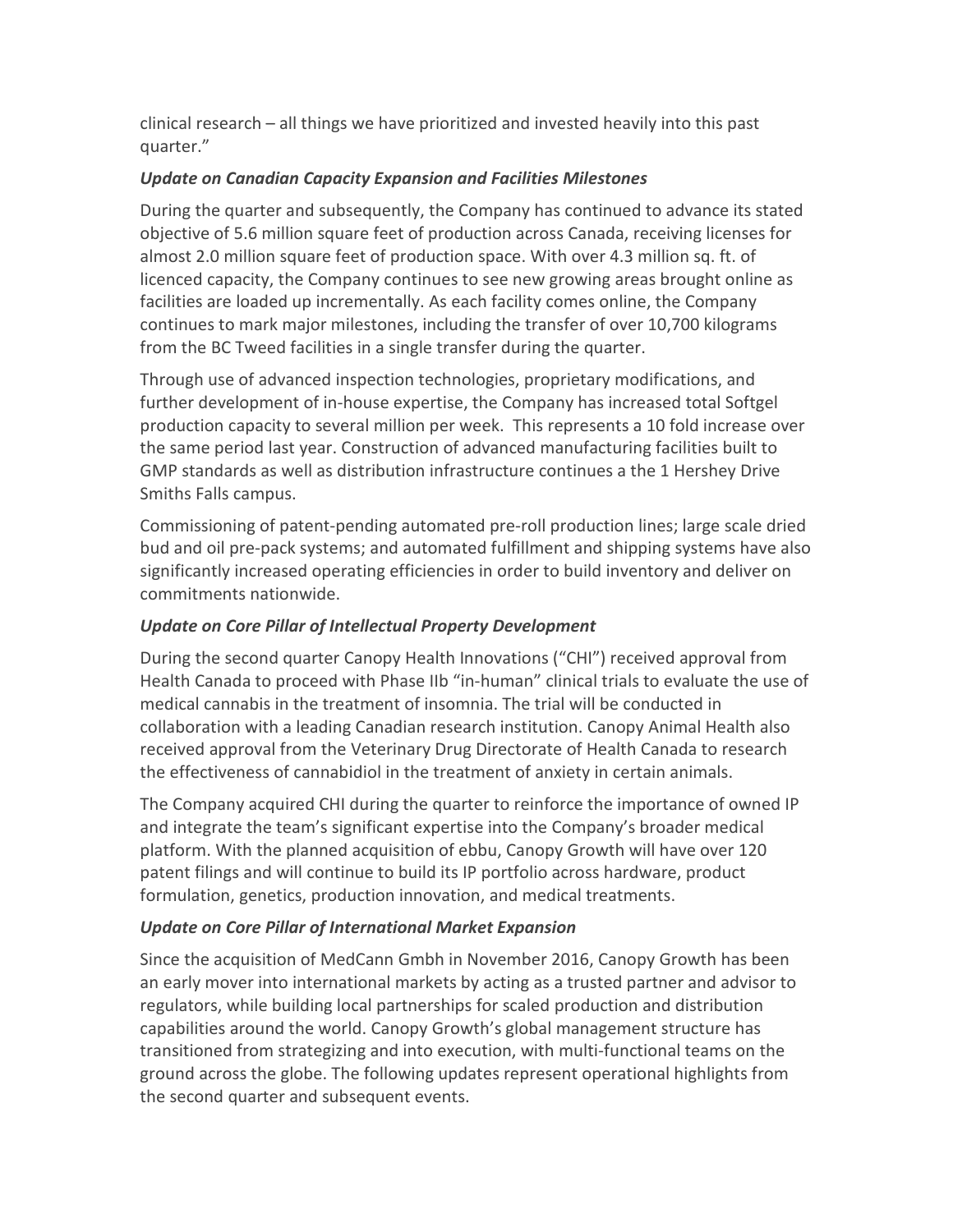clinical research – all things we have prioritized and invested heavily into this past quarter."

### *Update on Canadian Capacity Expansion and Facilities Milestones*

During the quarter and subsequently, the Company has continued to advance its stated objective of 5.6 million square feet of production across Canada, receiving licenses for almost 2.0 million square feet of production space. With over 4.3 million sq. ft. of licenced capacity, the Company continues to see new growing areas brought online as facilities are loaded up incrementally. As each facility comes online, the Company continues to mark major milestones, including the transfer of over 10,700 kilograms from the BC Tweed facilities in a single transfer during the quarter.

Through use of advanced inspection technologies, proprietary modifications, and further development of in-house expertise, the Company has increased total Softgel production capacity to several million per week. This represents a 10 fold increase over the same period last year. Construction of advanced manufacturing facilities built to GMP standards as well as distribution infrastructure continues a the 1 Hershey Drive Smiths Falls campus.

Commissioning of patent-pending automated pre-roll production lines; large scale dried bud and oil pre-pack systems; and automated fulfillment and shipping systems have also significantly increased operating efficiencies in order to build inventory and deliver on commitments nationwide.

### *Update on Core Pillar of Intellectual Property Development*

During the second quarter Canopy Health Innovations ("CHI") received approval from Health Canada to proceed with Phase IIb "in-human" clinical trials to evaluate the use of medical cannabis in the treatment of insomnia. The trial will be conducted in collaboration with a leading Canadian research institution. Canopy Animal Health also received approval from the Veterinary Drug Directorate of Health Canada to research the effectiveness of cannabidiol in the treatment of anxiety in certain animals.

The Company acquired CHI during the quarter to reinforce the importance of owned IP and integrate the team's significant expertise into the Company's broader medical platform. With the planned acquisition of ebbu, Canopy Growth will have over 120 patent filings and will continue to build its IP portfolio across hardware, product formulation, genetics, production innovation, and medical treatments.

### *Update on Core Pillar of International Market Expansion*

Since the acquisition of MedCann Gmbh in November 2016, Canopy Growth has been an early mover into international markets by acting as a trusted partner and advisor to regulators, while building local partnerships for scaled production and distribution capabilities around the world. Canopy Growth's global management structure has transitioned from strategizing and into execution, with multi-functional teams on the ground across the globe. The following updates represent operational highlights from the second quarter and subsequent events.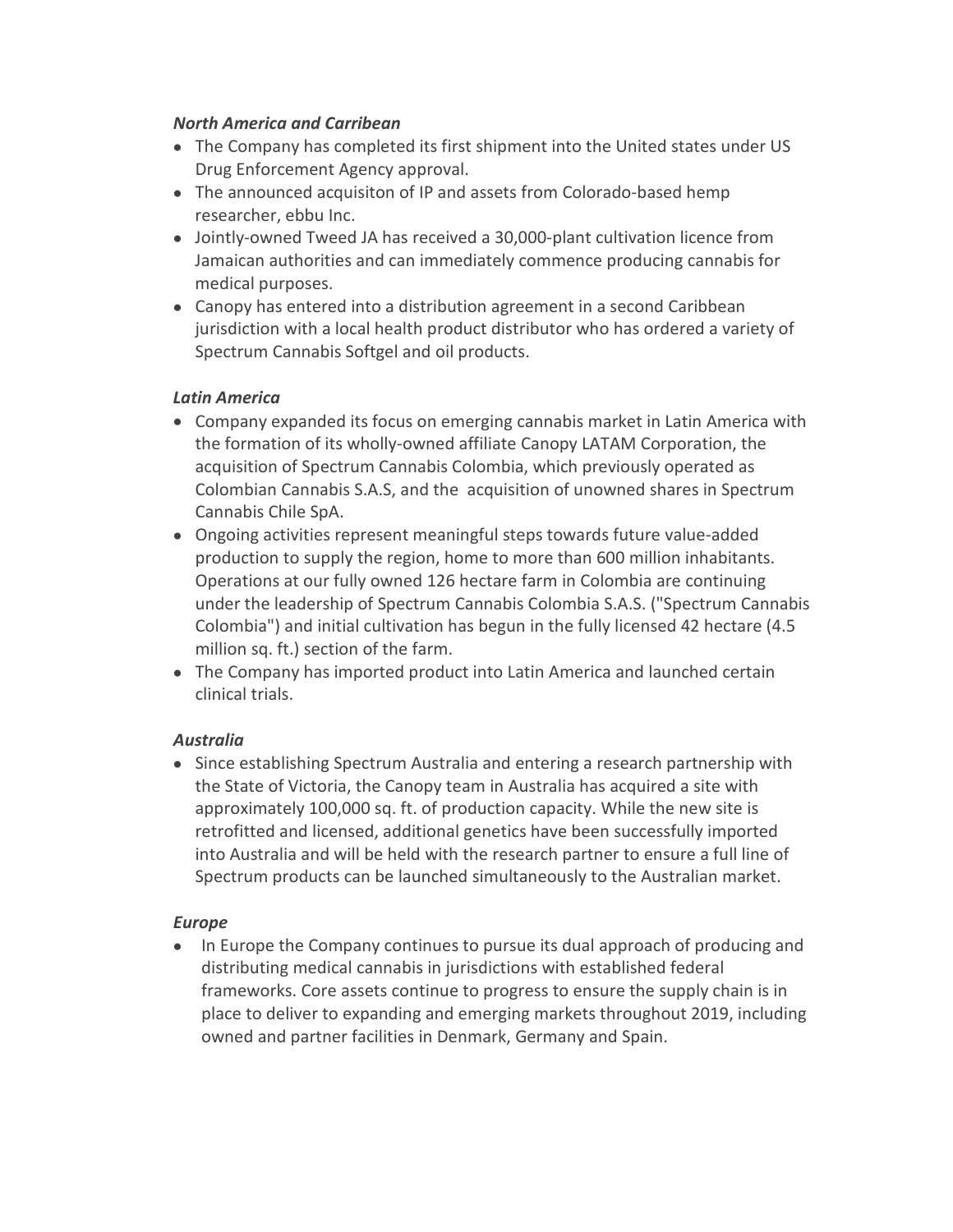*North America and Carribean*

- The Company has completed its first shipment into the United states under US Drug Enforcement Agency approval.
- The announced acquisiton of IP and assets from Colorado-based hemp researcher, ebbu Inc.
- Jointly-owned Tweed JA has received a 30,000-plant cultivation licence from Jamaican authorities and can immediately commence producing cannabis for medical purposes.
- Canopy has entered into a distribution agreement in a second Caribbean jurisdiction with a local health product distributor who has ordered a variety of Spectrum Cannabis Softgel and oil products.

*Latin America*

- Company expanded its focus on emerging cannabis market in Latin America with the formation of its wholly-owned affiliate Canopy LATAM Corporation, the acquisition of Spectrum Cannabis Colombia, which previously operated as Colombian Cannabis S.A.S, and the acquisition of unowned shares in Spectrum Cannabis Chile SpA.
- Ongoing activities represent meaningful steps towards future value-added production to supply the region, home to more than 600 million inhabitants. Operations at our fully owned 126 hectare farm in Colombia are continuing under the leadership of Spectrum Cannabis Colombia S.A.S. ("Spectrum Cannabis Colombia") and initial cultivation has begun in the fully licensed 42 hectare (4.5 million sq. ft.) section of the farm.
- The Company has imported product into Latin America and launched certain clinical trials.

*Australia*

- Since establishing Spectrum Australia and entering a research partnership with the State of Victoria, the Canopy team in Australia has acquired a site with approximately 100,000 sq. ft. of production capacity. While the new site is retrofitted and licensed, additional genetics have been successfully imported into Australia and will be held with the research partner to ensure a full line of Spectrum products can be launched simultaneously to the Australian market.

*Europe*

- In Europe the Company continues to pursue its dual approach of producing and distributing medical cannabis in jurisdictions with established federal frameworks. Core assets continue to progress to ensure the supply chain is in place to deliver to expanding and emerging markets throughout 2019, including owned and partner facilities in Denmark, Germany and Spain.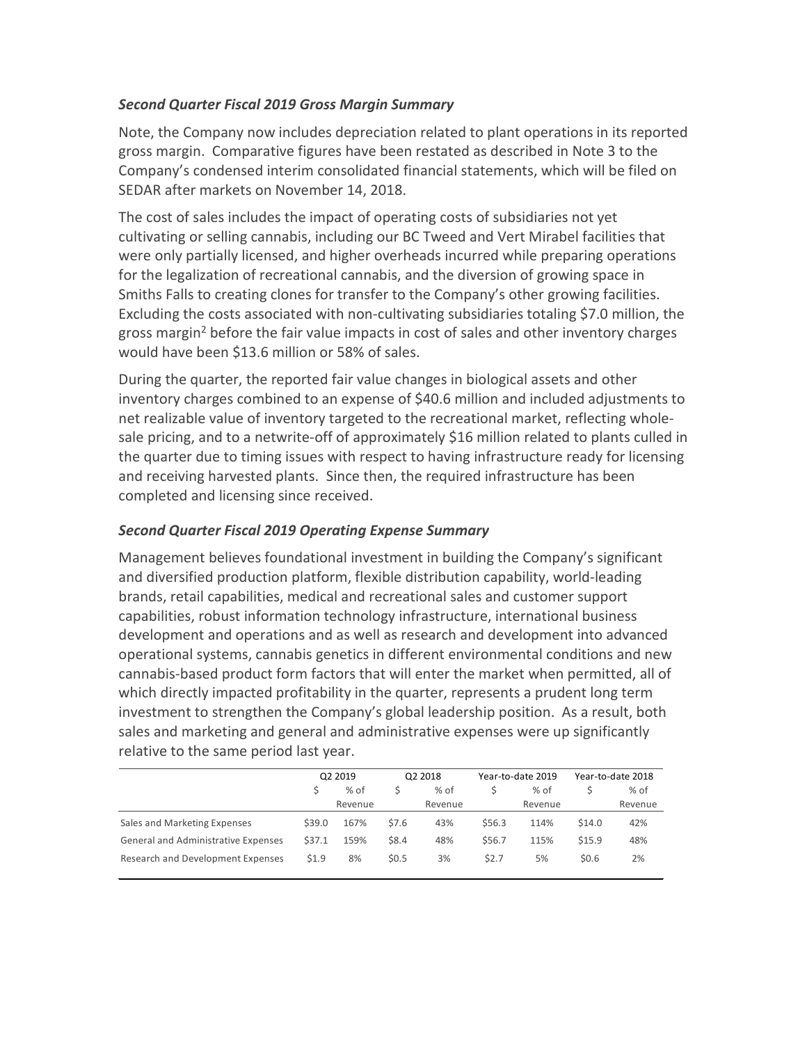### *Second Quarter Fiscal 2019 Gross Margin Summary*

Note, the Company now includes depreciation related to plant operations in its reported gross margin. Comparative figures have been restated as described in Note 3 to the Company's condensed interim consolidated financial statements, which will be filed on SEDAR after markets on November 14, 2018.

The cost of sales includes the impact of operating costs of subsidiaries not yet cultivating or selling cannabis, including our BC Tweed and Vert Mirabel facilities that were only partially licensed, and higher overheads incurred while preparing operations for the legalization of recreational cannabis, and the diversion of growing space in Smiths Falls to creating clones for transfer to the Company's other growing facilities. Excluding the costs associated with non-cultivating subsidiaries totaling $7.0 million, the gross margin[2] before the fair value impacts in cost of sales and other inventory charges would have been $13.6 million or 58% of sales.

During the quarter, the reported fair value changes in biological assets and other inventory charges combined to an expense of $40.6 million and included adjustments to net realizable value of inventory targeted to the recreational market, reflecting whole-sale pricing, and to a netwrite-off of approximately $16 million related to plants culled in the quarter due to timing issues with respect to having infrastructure ready for licensing and receiving harvested plants. Since then, the required infrastructure has been completed and licensing since received.

### *Second Quarter Fiscal 2019 Operating Expense Summary*

Management believes foundational investment in building the Company's significant and diversified production platform, flexible distribution capability, world-leading brands, retail capabilities, medical and recreational sales and customer support capabilities, robust information technology infrastructure, international business development and operations and as well as research and development into advanced operational systems, cannabis genetics in different environmental conditions and new cannabis-based product form factors that will enter the market when permitted, all of which directly impacted profitability in the quarter, represents a prudent long term investment to strengthen the Company's global leadership position. As a result, both sales and marketing and general and administrative expenses were up significantly relative to the same period last year.

| | Q2 2019 | | Q2 2018 | | Year-to-date 2019 | | Year-to-date 2018 | |
|---|---|---|---|---|---|---|---|---|
| | $ | % of Revenue | $ | % of Revenue | $ | % of Revenue | $ | % of Revenue |
| Sales and Marketing Expenses | $39.0 | 167% | $7.6 | 43% | $56.3 | 114% | $14.0 | 42% |
| General and Administrative Expenses | $37.1 | 159% | $8.4 | 48% | $56.7 | 115% | $15.9 | 48% |
| Research and Development Expenses | $1.9 | 8% | $0.5 | 3% | $2.7 | 5% | $0.6 | 2% |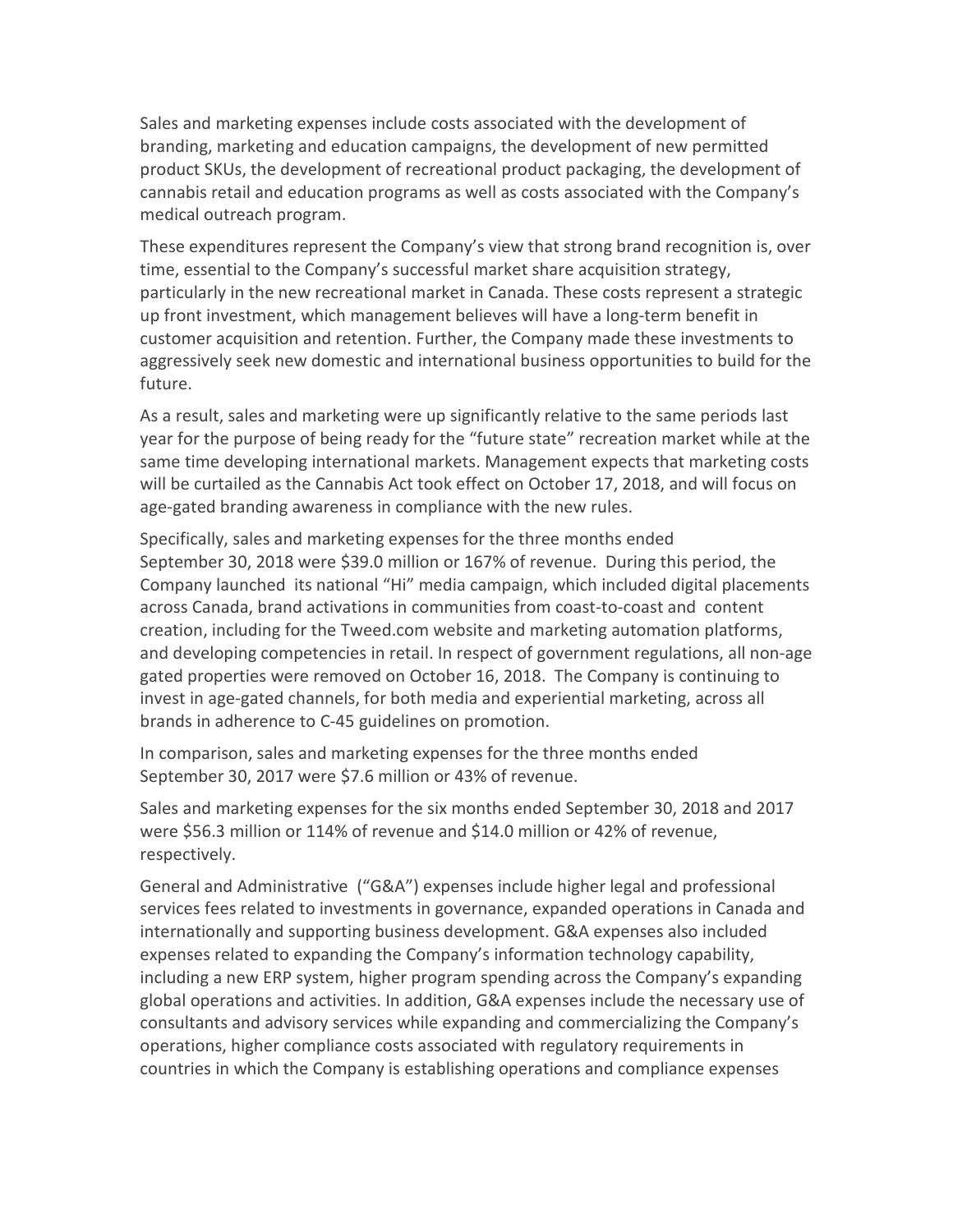Sales and marketing expenses include costs associated with the development of branding, marketing and education campaigns, the development of new permitted product SKUs, the development of recreational product packaging, the development of cannabis retail and education programs as well as costs associated with the Company's medical outreach program.

These expenditures represent the Company's view that strong brand recognition is, over time, essential to the Company's successful market share acquisition strategy, particularly in the new recreational market in Canada. These costs represent a strategic up front investment, which management believes will have a long-term benefit in customer acquisition and retention. Further, the Company made these investments to aggressively seek new domestic and international business opportunities to build for the future.

As a result, sales and marketing were up significantly relative to the same periods last year for the purpose of being ready for the "future state" recreation market while at the same time developing international markets. Management expects that marketing costs will be curtailed as the Cannabis Act took effect on October 17, 2018, and will focus on age-gated branding awareness in compliance with the new rules.

Specifically, sales and marketing expenses for the three months ended September 30, 2018 were $39.0 million or 167% of revenue. During this period, the Company launched its national "Hi" media campaign, which included digital placements across Canada, brand activations in communities from coast-to-coast and content creation, including for the Tweed.com website and marketing automation platforms, and developing competencies in retail. In respect of government regulations, all non-age gated properties were removed on October 16, 2018. The Company is continuing to invest in age-gated channels, for both media and experiential marketing, across all brands in adherence to C-45 guidelines on promotion.

In comparison, sales and marketing expenses for the three months ended September 30, 2017 were $7.6 million or 43% of revenue.

Sales and marketing expenses for the six months ended September 30, 2018 and 2017 were $56.3 million or 114% of revenue and $14.0 million or 42% of revenue, respectively.

General and Administrative ("G&A") expenses include higher legal and professional services fees related to investments in governance, expanded operations in Canada and internationally and supporting business development. G&A expenses also included expenses related to expanding the Company's information technology capability, including a new ERP system, higher program spending across the Company's expanding global operations and activities. In addition, G&A expenses include the necessary use of consultants and advisory services while expanding and commercializing the Company's operations, higher compliance costs associated with regulatory requirements in countries in which the Company is establishing operations and compliance expenses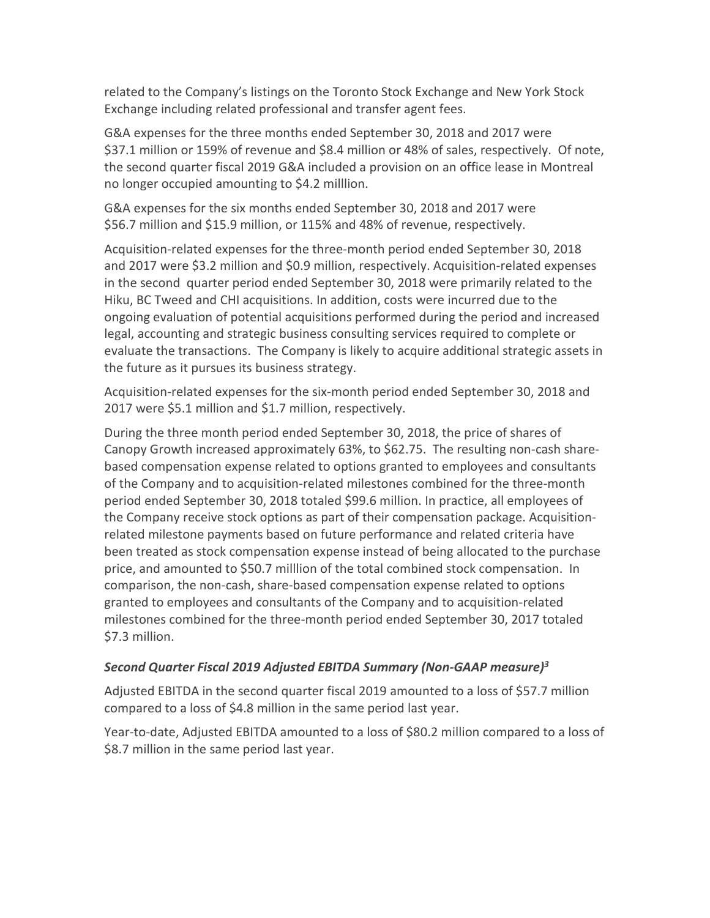related to the Company's listings on the Toronto Stock Exchange and New York Stock Exchange including related professional and transfer agent fees.

G&A expenses for the three months ended September 30, 2018 and 2017 were $37.1 million or 159% of revenue and $8.4 million or 48% of sales, respectively. Of note, the second quarter fiscal 2019 G&A included a provision on an office lease in Montreal no longer occupied amounting to $4.2 milllion.

G&A expenses for the six months ended September 30, 2018 and 2017 were $56.7 million and $15.9 million, or 115% and 48% of revenue, respectively.

Acquisition-related expenses for the three-month period ended September 30, 2018 and 2017 were $3.2 million and $0.9 million, respectively. Acquisition-related expenses in the second quarter period ended September 30, 2018 were primarily related to the Hiku, BC Tweed and CHI acquisitions. In addition, costs were incurred due to the ongoing evaluation of potential acquisitions performed during the period and increased legal, accounting and strategic business consulting services required to complete or evaluate the transactions. The Company is likely to acquire additional strategic assets in the future as it pursues its business strategy.

Acquisition-related expenses for the six-month period ended September 30, 2018 and 2017 were $5.1 million and $1.7 million, respectively.

During the three month period ended September 30, 2018, the price of shares of Canopy Growth increased approximately 63%, to $62.75. The resulting non-cash share-based compensation expense related to options granted to employees and consultants of the Company and to acquisition-related milestones combined for the three-month period ended September 30, 2018 totaled $99.6 million. In practice, all employees of the Company receive stock options as part of their compensation package. Acquisition-related milestone payments based on future performance and related criteria have been treated as stock compensation expense instead of being allocated to the purchase price, and amounted to $50.7 milllion of the total combined stock compensation. In comparison, the non-cash, share-based compensation expense related to options granted to employees and consultants of the Company and to acquisition-related milestones combined for the three-month period ended September 30, 2017 totaled $7.3 million.

### *Second Quarter Fiscal 2019 Adjusted EBITDA Summary (Non-GAAP measure)[3]*

Adjusted EBITDA in the second quarter fiscal 2019 amounted to a loss of $57.7 million compared to a loss of $4.8 million in the same period last year.

Year-to-date, Adjusted EBITDA amounted to a loss of $80.2 million compared to a loss of $8.7 million in the same period last year.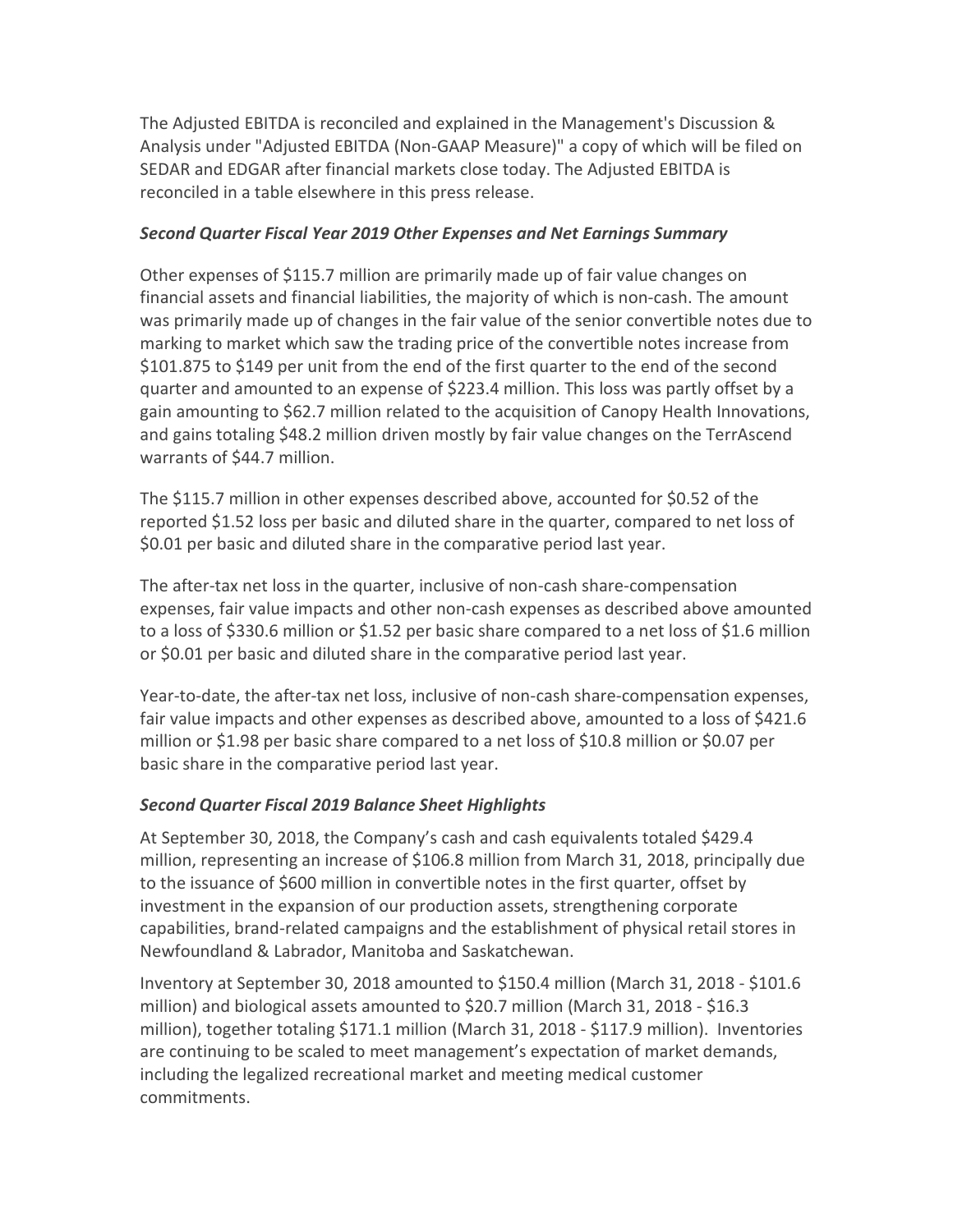The Adjusted EBITDA is reconciled and explained in the Management's Discussion & Analysis under "Adjusted EBITDA (Non-GAAP Measure)" a copy of which will be filed on SEDAR and EDGAR after financial markets close today. The Adjusted EBITDA is reconciled in a table elsewhere in this press release.

***Second Quarter Fiscal Year 2019 Other Expenses and Net Earnings Summary***

Other expenses of $115.7 million are primarily made up of fair value changes on financial assets and financial liabilities, the majority of which is non-cash. The amount was primarily made up of changes in the fair value of the senior convertible notes due to marking to market which saw the trading price of the convertible notes increase from $101.875 to $149 per unit from the end of the first quarter to the end of the second quarter and amounted to an expense of $223.4 million. This loss was partly offset by a gain amounting to $62.7 million related to the acquisition of Canopy Health Innovations, and gains totaling $48.2 million driven mostly by fair value changes on the TerrAscend warrants of $44.7 million.

The $115.7 million in other expenses described above, accounted for $0.52 of the reported $1.52 loss per basic and diluted share in the quarter, compared to net loss of $0.01 per basic and diluted share in the comparative period last year.

The after-tax net loss in the quarter, inclusive of non-cash share-compensation expenses, fair value impacts and other non-cash expenses as described above amounted to a loss of $330.6 million or $1.52 per basic share compared to a net loss of $1.6 million or $0.01 per basic and diluted share in the comparative period last year.

Year-to-date, the after-tax net loss, inclusive of non-cash share-compensation expenses, fair value impacts and other expenses as described above, amounted to a loss of $421.6 million or $1.98 per basic share compared to a net loss of $10.8 million or $0.07 per basic share in the comparative period last year.

***Second Quarter Fiscal 2019 Balance Sheet Highlights***

At September 30, 2018, the Company's cash and cash equivalents totaled $429.4 million, representing an increase of $106.8 million from March 31, 2018, principally due to the issuance of $600 million in convertible notes in the first quarter, offset by investment in the expansion of our production assets, strengthening corporate capabilities, brand-related campaigns and the establishment of physical retail stores in Newfoundland & Labrador, Manitoba and Saskatchewan.

Inventory at September 30, 2018 amounted to $150.4 million (March 31, 2018 - $101.6 million) and biological assets amounted to $20.7 million (March 31, 2018 - $16.3 million), together totaling $171.1 million (March 31, 2018 - $117.9 million). Inventories are continuing to be scaled to meet management's expectation of market demands, including the legalized recreational market and meeting medical customer commitments.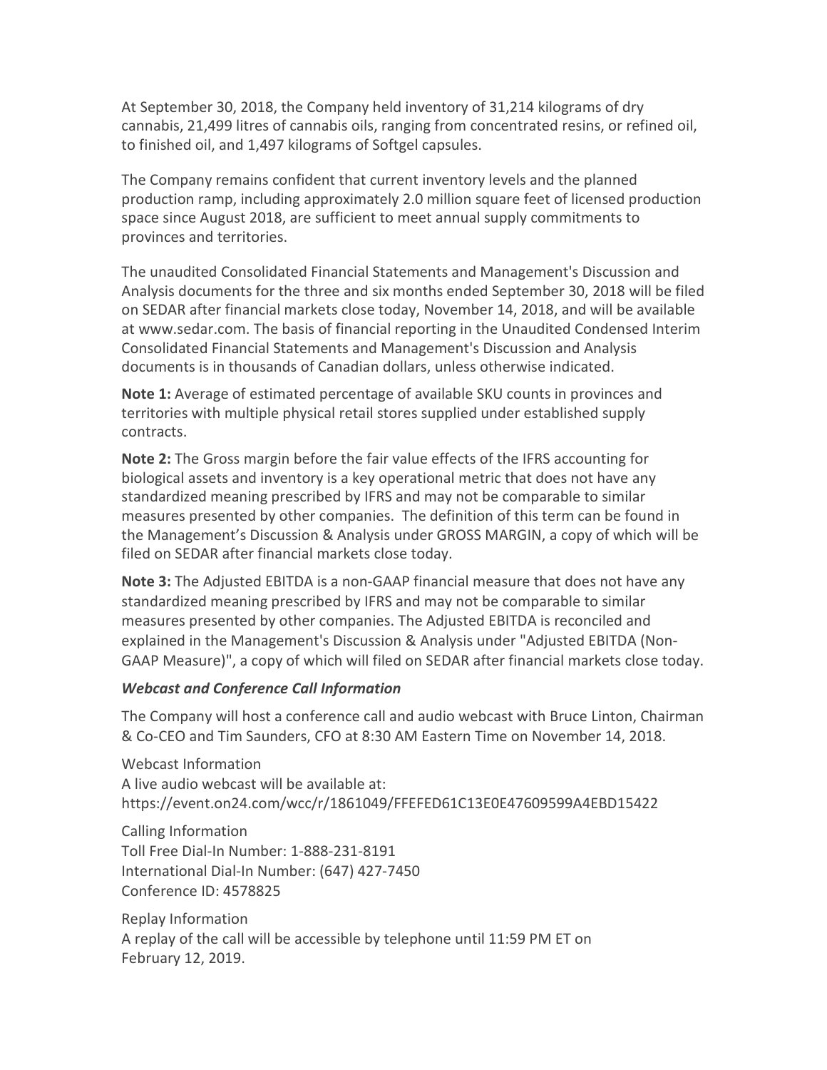At September 30, 2018, the Company held inventory of 31,214 kilograms of dry cannabis, 21,499 litres of cannabis oils, ranging from concentrated resins, or refined oil, to finished oil, and 1,497 kilograms of Softgel capsules.

The Company remains confident that current inventory levels and the planned production ramp, including approximately 2.0 million square feet of licensed production space since August 2018, are sufficient to meet annual supply commitments to provinces and territories.

The unaudited Consolidated Financial Statements and Management's Discussion and Analysis documents for the three and six months ended September 30, 2018 will be filed on SEDAR after financial markets close today, November 14, 2018, and will be available at www.sedar.com. The basis of financial reporting in the Unaudited Condensed Interim Consolidated Financial Statements and Management's Discussion and Analysis documents is in thousands of Canadian dollars, unless otherwise indicated.

**Note 1:** Average of estimated percentage of available SKU counts in provinces and territories with multiple physical retail stores supplied under established supply contracts.

**Note 2:** The Gross margin before the fair value effects of the IFRS accounting for biological assets and inventory is a key operational metric that does not have any standardized meaning prescribed by IFRS and may not be comparable to similar measures presented by other companies. The definition of this term can be found in the Management's Discussion & Analysis under GROSS MARGIN, a copy of which will be filed on SEDAR after financial markets close today.

**Note 3:** The Adjusted EBITDA is a non-GAAP financial measure that does not have any standardized meaning prescribed by IFRS and may not be comparable to similar measures presented by other companies. The Adjusted EBITDA is reconciled and explained in the Management's Discussion & Analysis under "Adjusted EBITDA (Non-GAAP Measure)", a copy of which will filed on SEDAR after financial markets close today.

***Webcast and Conference Call Information***

The Company will host a conference call and audio webcast with Bruce Linton, Chairman & Co-CEO and Tim Saunders, CFO at 8:30 AM Eastern Time on November 14, 2018.

Webcast Information
A live audio webcast will be available at:
https://event.on24.com/wcc/r/1861049/FFEFED61C13E0E47609599A4EBD15422

Calling Information
Toll Free Dial-In Number: 1-888-231-8191
International Dial-In Number: (647) 427-7450
Conference ID: 4578825

Replay Information
A replay of the call will be accessible by telephone until 11:59 PM ET on February 12, 2019.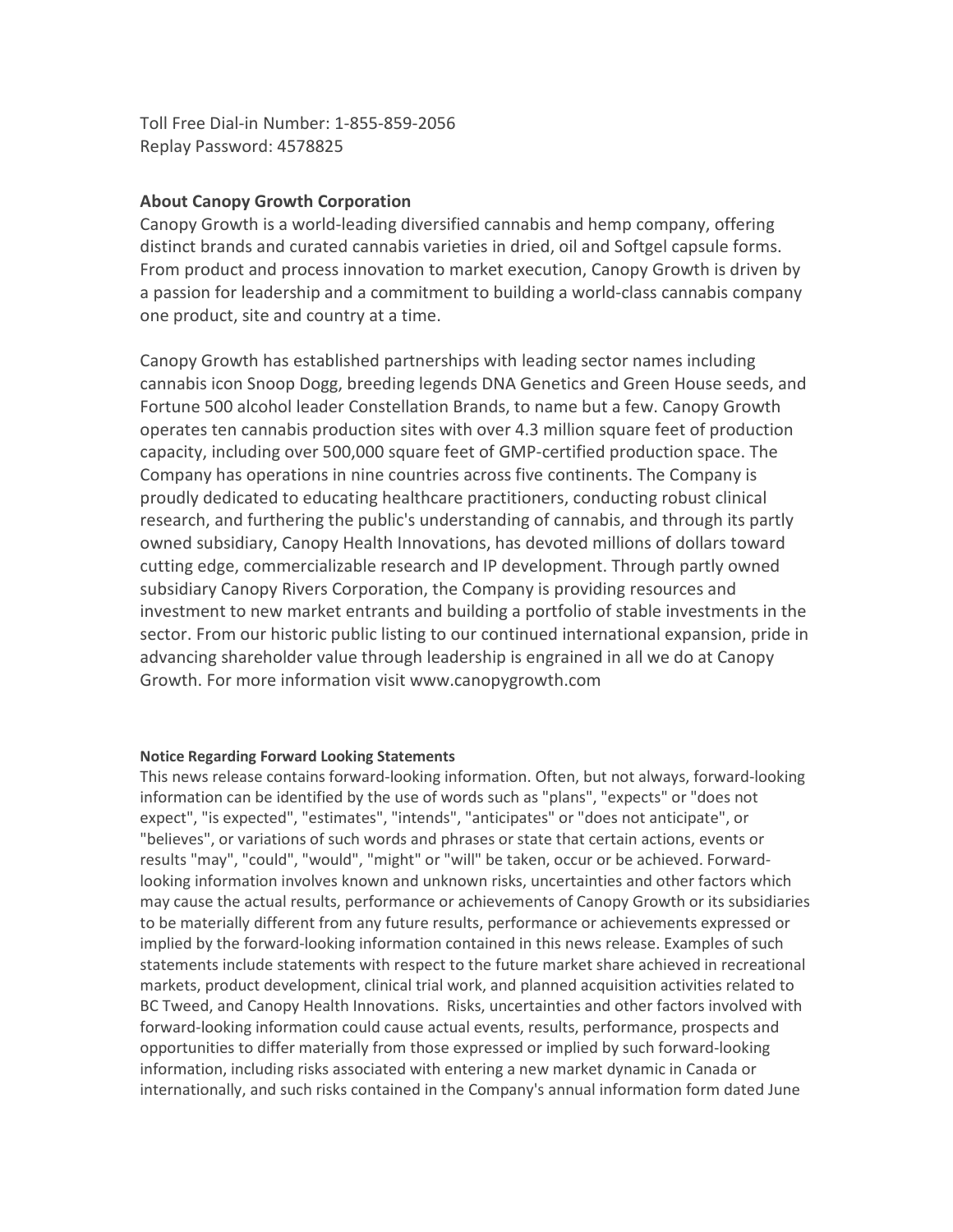Toll Free Dial-in Number: 1-855-859-2056
Replay Password: 4578825

**About Canopy Growth Corporation**

Canopy Growth is a world-leading diversified cannabis and hemp company, offering distinct brands and curated cannabis varieties in dried, oil and Softgel capsule forms. From product and process innovation to market execution, Canopy Growth is driven by a passion for leadership and a commitment to building a world-class cannabis company one product, site and country at a time.

Canopy Growth has established partnerships with leading sector names including cannabis icon Snoop Dogg, breeding legends DNA Genetics and Green House seeds, and Fortune 500 alcohol leader Constellation Brands, to name but a few. Canopy Growth operates ten cannabis production sites with over 4.3 million square feet of production capacity, including over 500,000 square feet of GMP-certified production space. The Company has operations in nine countries across five continents. The Company is proudly dedicated to educating healthcare practitioners, conducting robust clinical research, and furthering the public's understanding of cannabis, and through its partly owned subsidiary, Canopy Health Innovations, has devoted millions of dollars toward cutting edge, commercializable research and IP development. Through partly owned subsidiary Canopy Rivers Corporation, the Company is providing resources and investment to new market entrants and building a portfolio of stable investments in the sector. From our historic public listing to our continued international expansion, pride in advancing shareholder value through leadership is engrained in all we do at Canopy Growth. For more information visit www.canopygrowth.com

**Notice Regarding Forward Looking Statements**

This news release contains forward-looking information. Often, but not always, forward-looking information can be identified by the use of words such as "plans", "expects" or "does not expect", "is expected", "estimates", "intends", "anticipates" or "does not anticipate", or "believes", or variations of such words and phrases or state that certain actions, events or results "may", "could", "would", "might" or "will" be taken, occur or be achieved. Forward-looking information involves known and unknown risks, uncertainties and other factors which may cause the actual results, performance or achievements of Canopy Growth or its subsidiaries to be materially different from any future results, performance or achievements expressed or implied by the forward-looking information contained in this news release. Examples of such statements include statements with respect to the future market share achieved in recreational markets, product development, clinical trial work, and planned acquisition activities related to BC Tweed, and Canopy Health Innovations. Risks, uncertainties and other factors involved with forward-looking information could cause actual events, results, performance, prospects and opportunities to differ materially from those expressed or implied by such forward-looking information, including risks associated with entering a new market dynamic in Canada or internationally, and such risks contained in the Company's annual information form dated June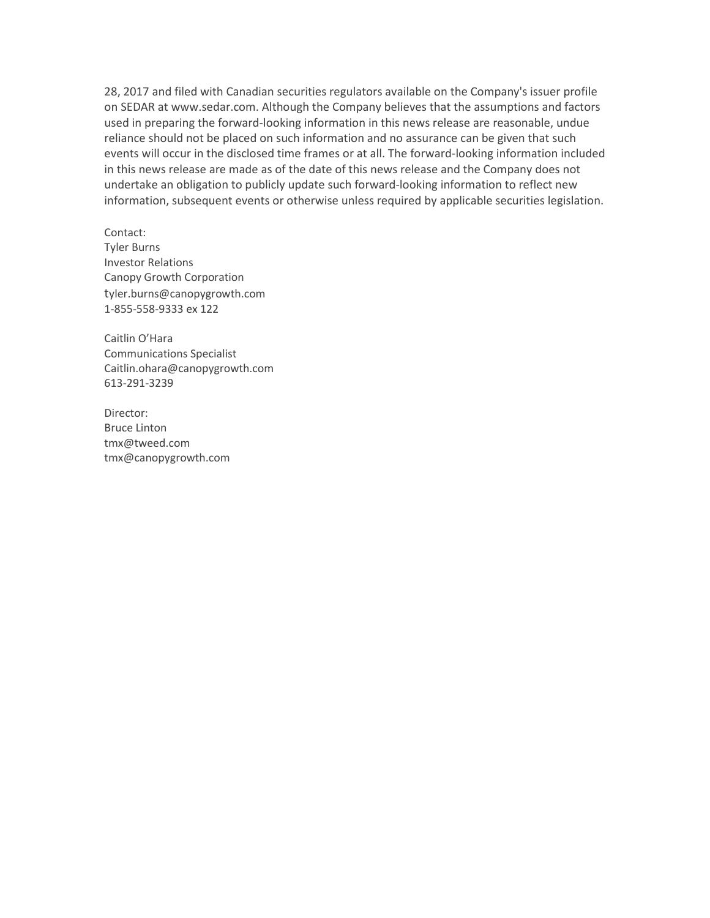28, 2017 and filed with Canadian securities regulators available on the Company's issuer profile on SEDAR at www.sedar.com. Although the Company believes that the assumptions and factors used in preparing the forward-looking information in this news release are reasonable, undue reliance should not be placed on such information and no assurance can be given that such events will occur in the disclosed time frames or at all. The forward-looking information included in this news release are made as of the date of this news release and the Company does not undertake an obligation to publicly update such forward-looking information to reflect new information, subsequent events or otherwise unless required by applicable securities legislation.

Contact:
Tyler Burns
Investor Relations
Canopy Growth Corporation
tyler.burns@canopygrowth.com
1-855-558-9333 ex 122

Caitlin O'Hara
Communications Specialist
Caitlin.ohara@canopygrowth.com
613-291-3239

Director:
Bruce Linton
tmx@tweed.com
tmx@canopygrowth.com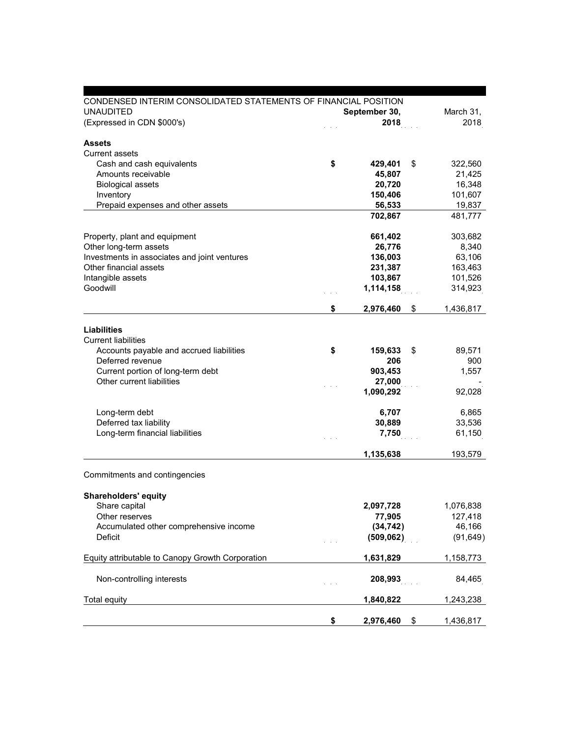CONDENSED INTERIM CONSOLIDATED STATEMENTS OF FINANCIAL POSITION
UNAUDITED
(Expressed in CDN $000's)

| | September 30, 2018 | March 31, 2018 |
|---|---|---|
| **Assets** | | |
| Current assets | | |
| Cash and cash equivalents | **$ 429,401** | $ 322,560 |
| Amounts receivable | **45,807** | 21,425 |
| Biological assets | **20,720** | 16,348 |
| Inventory | **150,406** | 101,607 |
| Prepaid expenses and other assets | **56,533** | 19,837 |
| | **702,867** | 481,777 |
| Property, plant and equipment | **661,402** | 303,682 |
| Other long-term assets | **26,776** | 8,340 |
| Investments in associates and joint ventures | **136,003** | 63,106 |
| Other financial assets | **231,387** | 163,463 |
| Intangible assets | **103,867** | 101,526 |
| Goodwill | **1,114,158** | 314,923 |
| | **$ 2,976,460** | $ 1,436,817 |
| **Liabilities** | | |
| Current liabilities | | |
| Accounts payable and accrued liabilities | **$ 159,633** | $ 89,571 |
| Deferred revenue | **206** | 900 |
| Current portion of long-term debt | **903,453** | 1,557 |
| Other current liabilities | **27,000** | - |
| | **1,090,292** | 92,028 |
| Long-term debt | **6,707** | 6,865 |
| Deferred tax liability | **30,889** | 33,536 |
| Long-term financial liabilities | **7,750** | 61,150 |
| | **1,135,638** | 193,579 |
| Commitments and contingencies | | |
| **Shareholders' equity** | | |
| Share capital | **2,097,728** | 1,076,838 |
| Other reserves | **77,905** | 127,418 |
| Accumulated other comprehensive income | **(34,742)** | 46,166 |
| Deficit | **(509,062)** | (91,649) |
| Equity attributable to Canopy Growth Corporation | **1,631,829** | 1,158,773 |
| Non-controlling interests | **208,993** | 84,465 |
| Total equity | **1,840,822** | 1,243,238 |
| | **$ 2,976,460** | $ 1,436,817 |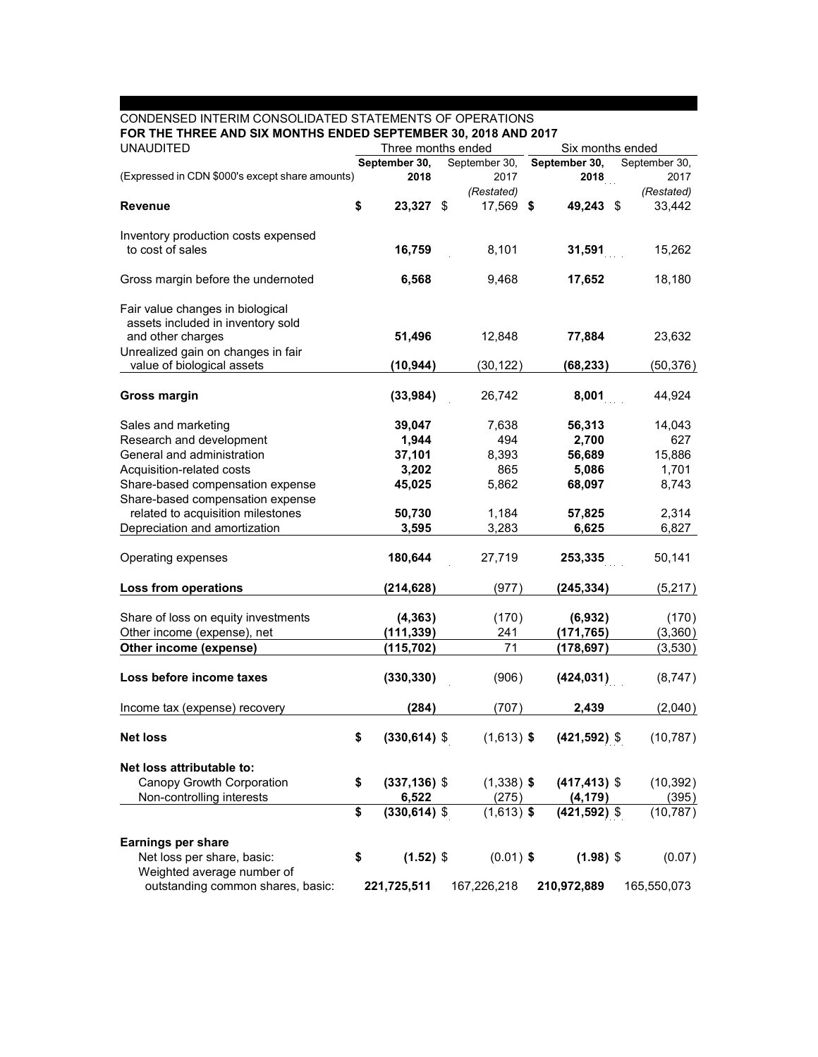CONDENSED INTERIM CONSOLIDATED STATEMENTS OF OPERATIONS

**FOR THE THREE AND SIX MONTHS ENDED SEPTEMBER 30, 2018 AND 2017**

UNAUDITED

| (Expressed in CDN $000's except share amounts) | Three months ended | | Six months ended | |
|---|---|---|---|---|
| | **September 30, 2018** | September 30, 2017 *(Restated)* | **September 30, 2018** | September 30, 2017 *(Restated)* |
| **Revenue** | **$ 23,327** | $ 17,569 | **$ 49,243** | $ 33,442 |
| Inventory production costs expensed to cost of sales | **16,759** | 8,101 | **31,591** | 15,262 |
| Gross margin before the undernoted | **6,568** | 9,468 | **17,652** | 18,180 |
| Fair value changes in biological assets included in inventory sold and other charges | **51,496** | 12,848 | **77,884** | 23,632 |
| Unrealized gain on changes in fair value of biological assets | **(10,944)** | (30,122) | **(68,233)** | (50,376) |
| **Gross margin** | **(33,984)** | 26,742 | **8,001** | 44,924 |
| Sales and marketing | **39,047** | 7,638 | **56,313** | 14,043 |
| Research and development | **1,944** | 494 | **2,700** | 627 |
| General and administration | **37,101** | 8,393 | **56,689** | 15,886 |
| Acquisition-related costs | **3,202** | 865 | **5,086** | 1,701 |
| Share-based compensation expense | **45,025** | 5,862 | **68,097** | 8,743 |
| Share-based compensation expense related to acquisition milestones | **50,730** | 1,184 | **57,825** | 2,314 |
| Depreciation and amortization | **3,595** | 3,283 | **6,625** | 6,827 |
| Operating expenses | **180,644** | 27,719 | **253,335** | 50,141 |
| **Loss from operations** | **(214,628)** | (977) | **(245,334)** | (5,217) |
| Share of loss on equity investments | **(4,363)** | (170) | **(6,932)** | (170) |
| Other income (expense), net | **(111,339)** | 241 | **(171,765)** | (3,360) |
| **Other income (expense)** | **(115,702)** | 71 | **(178,697)** | (3,530) |
| **Loss before income taxes** | **(330,330)** | (906) | **(424,031)** | (8,747) |
| Income tax (expense) recovery | **(284)** | (707) | **2,439** | (2,040) |
| **Net loss** | **$ (330,614)** | $ (1,613) | **$ (421,592)** | $ (10,787) |
| **Net loss attributable to:** | | | | |
| Canopy Growth Corporation | **$ (337,136)** | $ (1,338) | **$ (417,413)** | $ (10,392) |
| Non-controlling interests | **6,522** | (275) | **(4,179)** | (395) |
| | **$ (330,614)** | $ (1,613) | **$ (421,592)** | $ (10,787) |
| **Earnings per share** | | | | |
| Net loss per share, basic: | **$ (1.52)** | $ (0.01) | **$ (1.98)** | $ (0.07) |
| Weighted average number of outstanding common shares, basic: | **221,725,511** | 167,226,218 | **210,972,889** | 165,550,073 |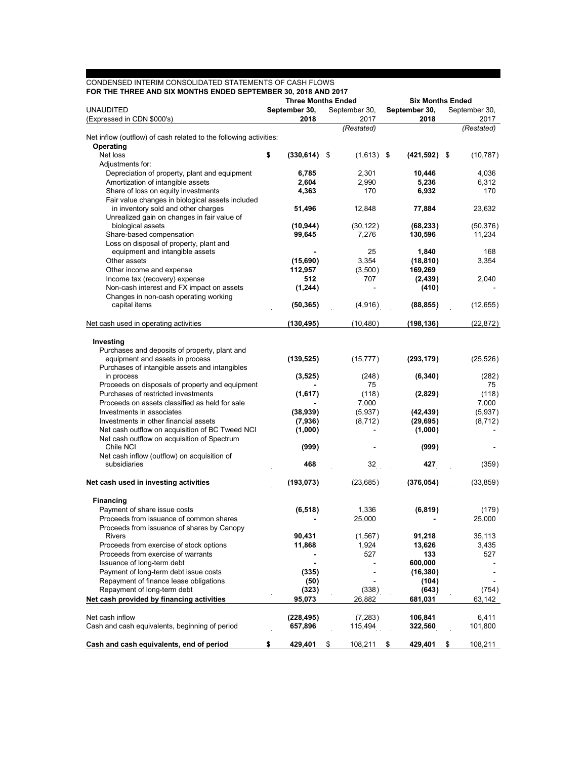CONDENSED INTERIM CONSOLIDATED STATEMENTS OF CASH FLOWS

**FOR THE THREE AND SIX MONTHS ENDED SEPTEMBER 30, 2018 AND 2017**

| UNAUDITED (Expressed in CDN $000's) | Three Months Ended | | Six Months Ended | |
|---|---|---|---|---|
| | **September 30, 2018** | September 30, 2017 *(Restated)* | **September 30, 2018** | September 30, 2017 *(Restated)* |
| Net inflow (outflow) of cash related to the following activities: | | | | |
| **Operating** | | | | |
| Net loss | **$ (330,614)** | $ (1,613) | **$ (421,592)** | $ (10,787) |
| Adjustments for: | | | | |
| Depreciation of property, plant and equipment | **6,785** | 2,301 | **10,446** | 4,036 |
| Amortization of intangible assets | **2,604** | 2,990 | **5,236** | 6,312 |
| Share of loss on equity investments | **4,363** | 170 | **6,932** | 170 |
| Fair value changes in biological assets included in inventory sold and other charges | **51,496** | 12,848 | **77,884** | 23,632 |
| Unrealized gain on changes in fair value of biological assets | **(10,944)** | (30,122) | **(68,233)** | (50,376) |
| Share-based compensation | **99,645** | 7,276 | **130,596** | 11,234 |
| Loss on disposal of property, plant and equipment and intangible assets | **-** | 25 | **1,840** | 168 |
| Other assets | **(15,690)** | 3,354 | **(18,810)** | 3,354 |
| Other income and expense | **112,957** | (3,500) | **169,269** | |
| Income tax (recovery) expense | **512** | 707 | **(2,439)** | 2,040 |
| Non-cash interest and FX impact on assets | **(1,244)** | - | **(410)** | - |
| Changes in non-cash operating working capital items | **(50,365)** | (4,916) | **(88,855)** | (12,655) |
| Net cash used in operating activities | **(130,495)** | (10,480) | **(198,136)** | (22,872) |
| **Investing** | | | | |
| Purchases and deposits of property, plant and equipment and assets in process | **(139,525)** | (15,777) | **(293,179)** | (25,526) |
| Purchases of intangible assets and intangibles in process | **(3,525)** | (248) | **(6,340)** | (282) |
| Proceeds on disposals of property and equipment | **-** | 75 | | 75 |
| Purchases of restricted investments | **(1,617)** | (118) | **(2,829)** | (118) |
| Proceeds on assets classified as held for sale | **-** | 7,000 | | 7,000 |
| Investments in associates | **(38,939)** | (5,937) | **(42,439)** | (5,937) |
| Investments in other financial assets | **(7,936)** | (8,712) | **(29,695)** | (8,712) |
| Net cash outflow on acquisition of BC Tweed NCI | **(1,000)** | - | **(1,000)** | - |
| Net cash outflow on acquisition of Spectrum Chile NCI | **(999)** | - | **(999)** | - |
| Net cash inflow (outflow) on acquisition of subsidiaries | **468** | 32 | **427** | (359) |
| **Net cash used in investing activities** | **(193,073)** | (23,685) | **(376,054)** | (33,859) |
| **Financing** | | | | |
| Payment of share issue costs | **(6,518)** | 1,336 | **(6,819)** | (179) |
| Proceeds from issuance of common shares | **-** | 25,000 | **-** | 25,000 |
| Proceeds from issuance of shares by Canopy Rivers | **90,431** | (1,567) | **91,218** | 35,113 |
| Proceeds from exercise of stock options | **11,868** | 1,924 | **13,626** | 3,435 |
| Proceeds from exercise of warrants | **-** | 527 | **133** | 527 |
| Issuance of long-term debt | **-** | - | **600,000** | - |
| Payment of long-term debt issue costs | **(335)** | - | **(16,380)** | - |
| Repayment of finance lease obligations | **(50)** | - | **(104)** | - |
| Repayment of long-term debt | **(323)** | (338) | **(643)** | (754) |
| **Net cash provided by financing activities** | **95,073** | 26,882 | **681,031** | 63,142 |
| Net cash inflow | **(228,495)** | (7,283) | **106,841** | 6,411 |
| Cash and cash equivalents, beginning of period | **657,896** | 115,494 | **322,560** | 101,800 |
| **Cash and cash equivalents, end of period** | **$ 429,401** | $ 108,211 | **$ 429,401** | $ 108,211 |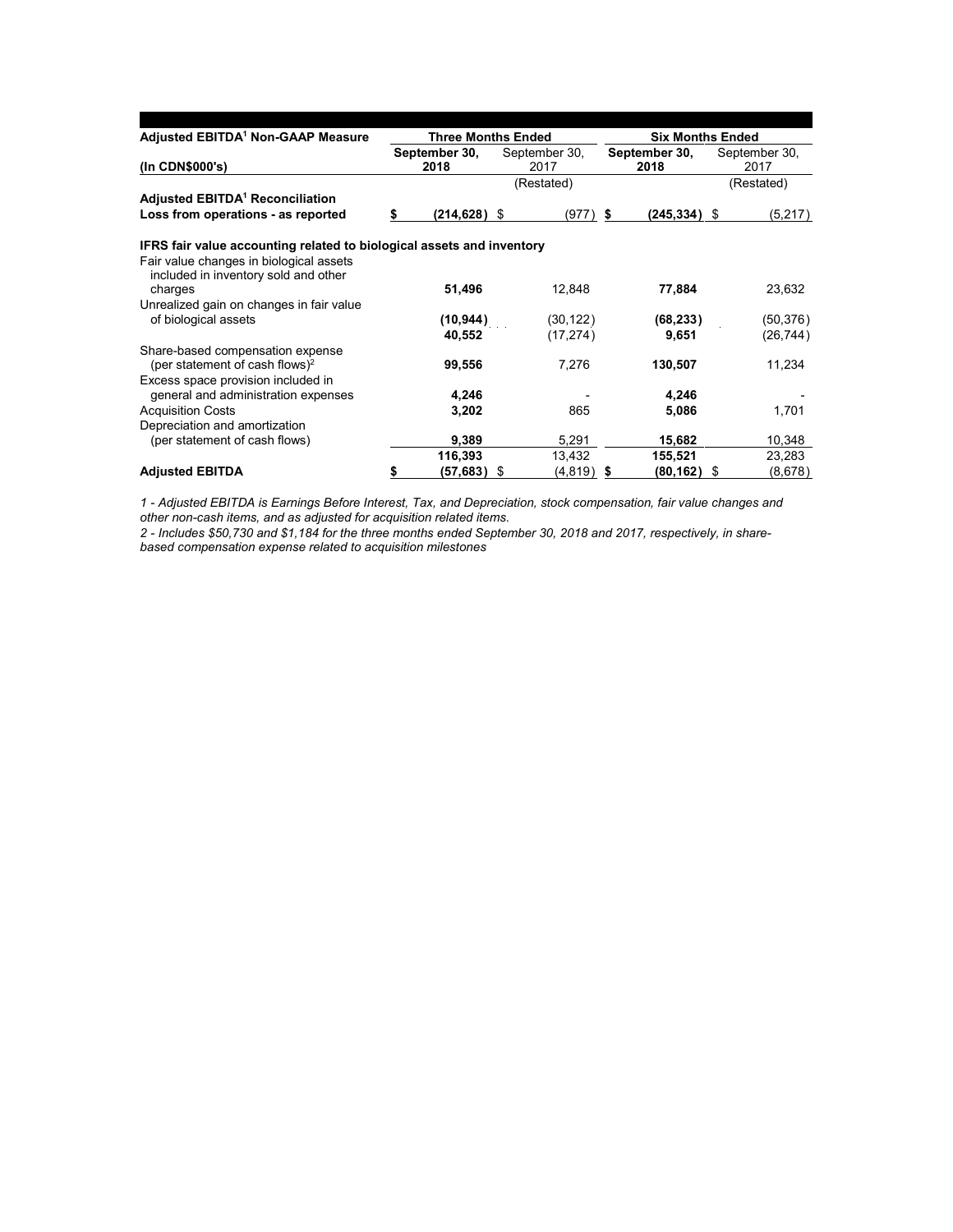| Adjusted EBITDA[1] Non-GAAP Measure | Three Months Ended | | Six Months Ended | |
|---|---|---|---|---|
| (In CDN$000's) | **September 30, 2018** | September 30, 2017 | **September 30, 2018** | September 30, 2017 |
| | | (Restated) | | (Restated) |
| **Adjusted EBITDA[1] Reconciliation** | | | | |
| **Loss from operations - as reported** | **$ (214,628)** | $ (977) | **$ (245,334)** | $ (5,217) |
| **IFRS fair value accounting related to biological assets and inventory** | | | | |
| Fair value changes in biological assets included in inventory sold and other charges | **51,496** | 12,848 | **77,884** | 23,632 |
| Unrealized gain on changes in fair value of biological assets | **(10,944)** | (30,122) | **(68,233)** | (50,376) |
| | **40,552** | (17,274) | **9,651** | (26,744) |
| Share-based compensation expense (per statement of cash flows)[2] | **99,556** | 7,276 | **130,507** | 11,234 |
| Excess space provision included in general and administration expenses | **4,246** | - | **4,246** | - |
| Acquisition Costs | **3,202** | 865 | **5,086** | 1,701 |
| Depreciation and amortization (per statement of cash flows) | **9,389** | 5,291 | **15,682** | 10,348 |
| | **116,393** | 13,432 | **155,521** | 23,283 |
| **Adjusted EBITDA** | **$ (57,683)** | $ (4,819) | **$ (80,162)** | $ (8,678) |

*1 - Adjusted EBITDA is Earnings Before Interest, Tax, and Depreciation, stock compensation, fair value changes and other non-cash items, and as adjusted for acquisition related items.*

*2 - Includes $50,730 and $1,184 for the three months ended September 30, 2018 and 2017, respectively, in share-based compensation expense related to acquisition milestones*